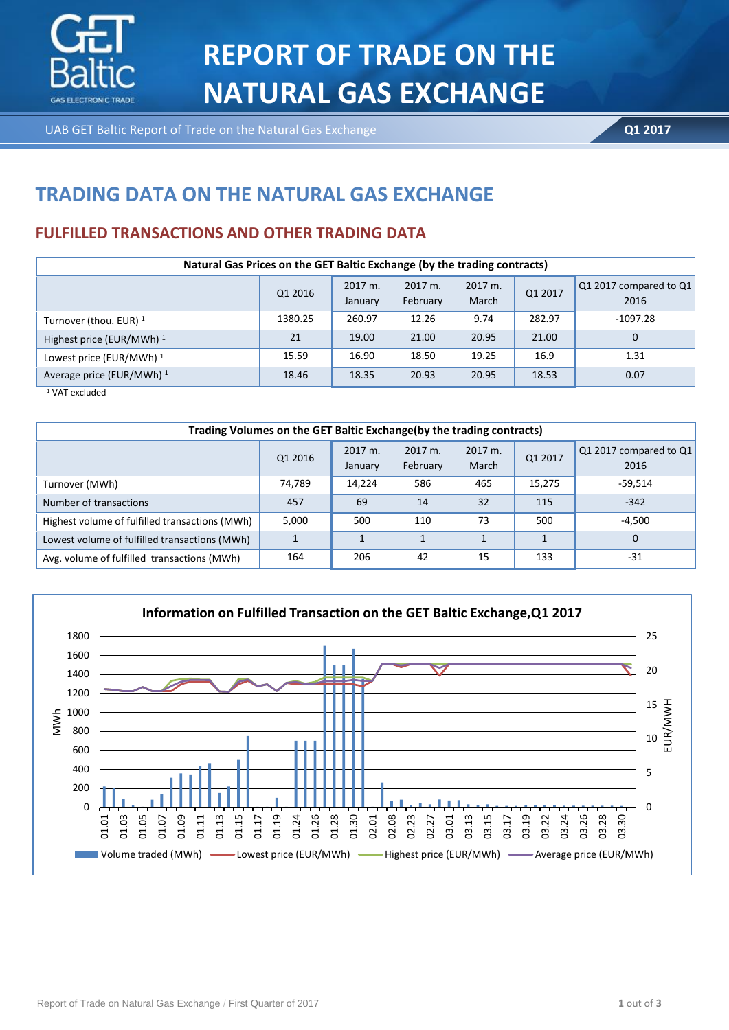# REPORT OF TRADE ON THE NATURAL GAS EXCHANGE

UAB GET Baltic Report of Trade on the Natural Gas Exchange — **Q1 2017**

## TRADING DATA ON THE NATURAL GAS EXCHANGE

### FULFILLED TRANSACTIONS AND OTHER TRADING DATA

**Natural Gas Prices on the GET Baltic Exchange (by the trading contracts)**

| | Q1 2016 | 2017 m. January | 2017 m. February | 2017 m. March | Q1 2017 | Q1 2017 compared to Q1 2016 |
|---|---|---|---|---|---|---|
| Turnover (thou. EUR) [1] | 1380.25 | 260.97 | 12.26 | 9.74 | 282.97 | -1097.28 |
| Highest price (EUR/MWh) [1] | 21 | 19.00 | 21.00 | 20.95 | 21.00 | 0 |
| Lowest price (EUR/MWh) [1] | 15.59 | 16.90 | 18.50 | 19.25 | 16.9 | 1.31 |
| Average price (EUR/MWh) [1] | 18.46 | 18.35 | 20.93 | 20.95 | 18.53 | 0.07 |

[1] VAT excluded

**Trading Volumes on the GET Baltic Exchange(by the trading contracts)**

| | Q1 2016 | 2017 m. January | 2017 m. February | 2017 m. March | Q1 2017 | Q1 2017 compared to Q1 2016 |
|---|---|---|---|---|---|---|
| Turnover (MWh) | 74,789 | 14,224 | 586 | 465 | 15,275 | -59,514 |
| Number of transactions | 457 | 69 | 14 | 32 | 115 | -342 |
| Highest volume of fulfilled transactions (MWh) | 5,000 | 500 | 110 | 73 | 500 | -4,500 |
| Lowest volume of fulfilled transactions (MWh) | 1 | 1 | 1 | 1 | 1 | 0 |
| Avg. volume of fulfilled transactions (MWh) | 164 | 206 | 42 | 15 | 133 | -31 |

**Information on Fulfilled Transaction on the GET Baltic Exchange,Q1 2017**

[Chart: left axis MWh (0–1800), right axis EUR/MWH (0–25); dates 01.01–03.30. Legend: Volume traded (MWh), Lowest price (EUR/MWh), Highest price (EUR/MWh), Average price (EUR/MWh)]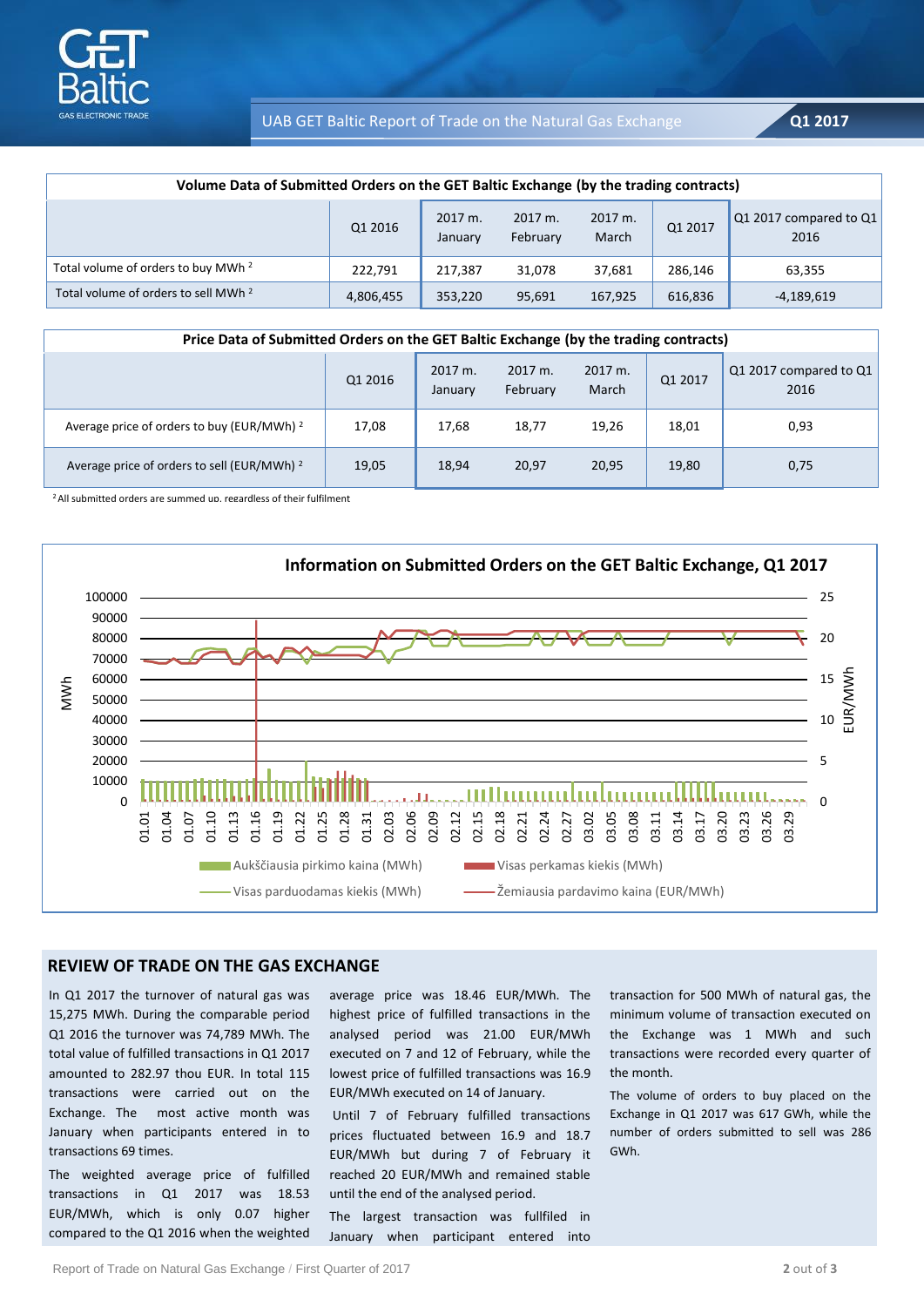| Volume Data of Submitted Orders on the GET Baltic Exchange (by the trading contracts) | | | | | | |
|---|---|---|---|---|---|---|
| | Q1 2016 | 2017 m. January | 2017 m. February | 2017 m. March | Q1 2017 | Q1 2017 compared to Q1 2016 |
| Total volume of orders to buy MWh [2] | 222,791 | 217,387 | 31,078 | 37,681 | 286,146 | 63,355 |
| Total volume of orders to sell MWh [2] | 4,806,455 | 353,220 | 95,691 | 167,925 | 616,836 | -4,189,619 |

| Price Data of Submitted Orders on the GET Baltic Exchange (by the trading contracts) | | | | | | |
|---|---|---|---|---|---|---|
| | Q1 2016 | 2017 m. January | 2017 m. February | 2017 m. March | Q1 2017 | Q1 2017 compared to Q1 2016 |
| Average price of orders to buy (EUR/MWh) [2] | 17,08 | 17,68 | 18,77 | 19,26 | 18,01 | 0,93 |
| Average price of orders to sell (EUR/MWh) [2] | 19,05 | 18,94 | 20,97 | 20,95 | 19,80 | 0,75 |

[2] All submitted orders are summed up, regardless of their fulfilment

**Information on Submitted Orders on the GET Baltic Exchange, Q1 2017**

## REVIEW OF TRADE ON THE GAS EXCHANGE

In Q1 2017 the turnover of natural gas was 15,275 MWh. During the comparable period Q1 2016 the turnover was 74,789 MWh. The total value of fulfilled transactions in Q1 2017 amounted to 282.97 thou EUR. In total 115 transactions were carried out on the Exchange. The most active month was January when participants entered in to transactions 69 times.

The weighted average price of fulfilled transactions in Q1 2017 was 18.53 EUR/MWh, which is only 0.07 higher compared to the Q1 2016 when the weighted average price was 18.46 EUR/MWh. The highest price of fulfilled transactions in the analysed period was 21.00 EUR/MWh executed on 7 and 12 of February, while the lowest price of fulfilled transactions was 16.9 EUR/MWh executed on 14 of January.

Until 7 of February fulfilled transactions prices fluctuated between 16.9 and 18.7 EUR/MWh but during 7 of February it reached 20 EUR/MWh and remained stable until the end of the analysed period.

The largest transaction was fulfilled in January when participant entered into transaction for 500 MWh of natural gas, the minimum volume of transaction executed on the Exchange was 1 MWh and such transactions were recorded every quarter of the month.

The volume of orders to buy placed on the Exchange in Q1 2017 was 617 GWh, while the number of orders submitted to sell was 286 GWh.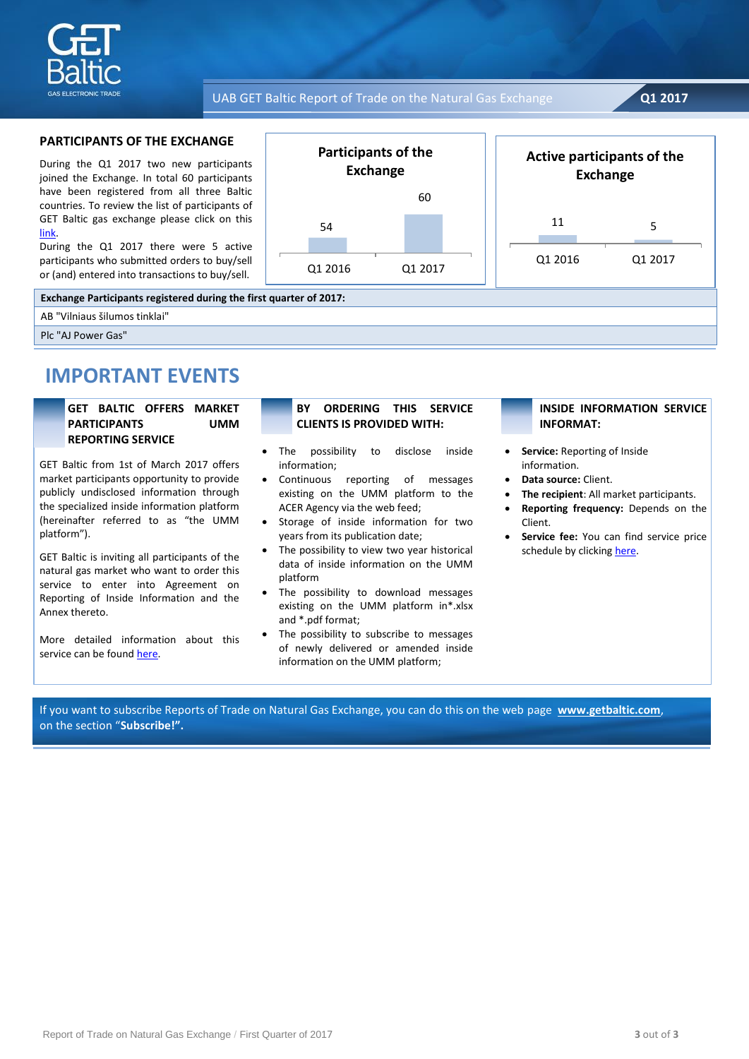## PARTICIPANTS OF THE EXCHANGE

During the Q1 2017 two new participants joined the Exchange. In total 60 participants have been registered from all three Baltic countries. To review the list of participants of GET Baltic gas exchange please click on this link.

During the Q1 2017 there were 5 active participants who submitted orders to buy/sell or (and) entered into transactions to buy/sell.

Participants of the Exchange

54

60

Q1 2016

Q1 2017

Active participants of the Exchange

11

5

Q1 2016

Q1 2017

| Exchange Participants registered during the first quarter of 2017: |
|---|
| AB "Vilniaus šilumos tinklai" |
| Plc "AJ Power Gas" |

# IMPORTANT EVENTS

### GET BALTIC OFFERS MARKET PARTICIPANTS UMM REPORTING SERVICE

GET Baltic from 1st of March 2017 offers market participants opportunity to provide publicly undisclosed information through the specialized inside information platform (hereinafter referred to as "the UMM platform").

GET Baltic is inviting all participants of the natural gas market who want to order this service to enter into Agreement on Reporting of Inside Information and the Annex thereto.

More detailed information about this service can be found here.

### BY ORDERING THIS SERVICE CLIENTS IS PROVIDED WITH:

- The possibility to disclose inside information;
- Continuous reporting of messages existing on the UMM platform to the ACER Agency via the web feed;
- Storage of inside information for two years from its publication date;
- The possibility to view two year historical data of inside information on the UMM platform
- The possibility to download messages existing on the UMM platform in*.xlsx and *.pdf format;
- The possibility to subscribe to messages of newly delivered or amended inside information on the UMM platform;

### INSIDE INFORMATION SERVICE INFORMAT:

- **Service:** Reporting of Inside information.
- **Data source:** Client.
- **The recipient**: All market participants.
- **Reporting frequency:** Depends on the Client.
- **Service fee:** You can find service price schedule by clicking here.

If you want to subscribe Reports of Trade on Natural Gas Exchange, you can do this on the web page **www.getbaltic.com**, on the section "**Subscribe!".**